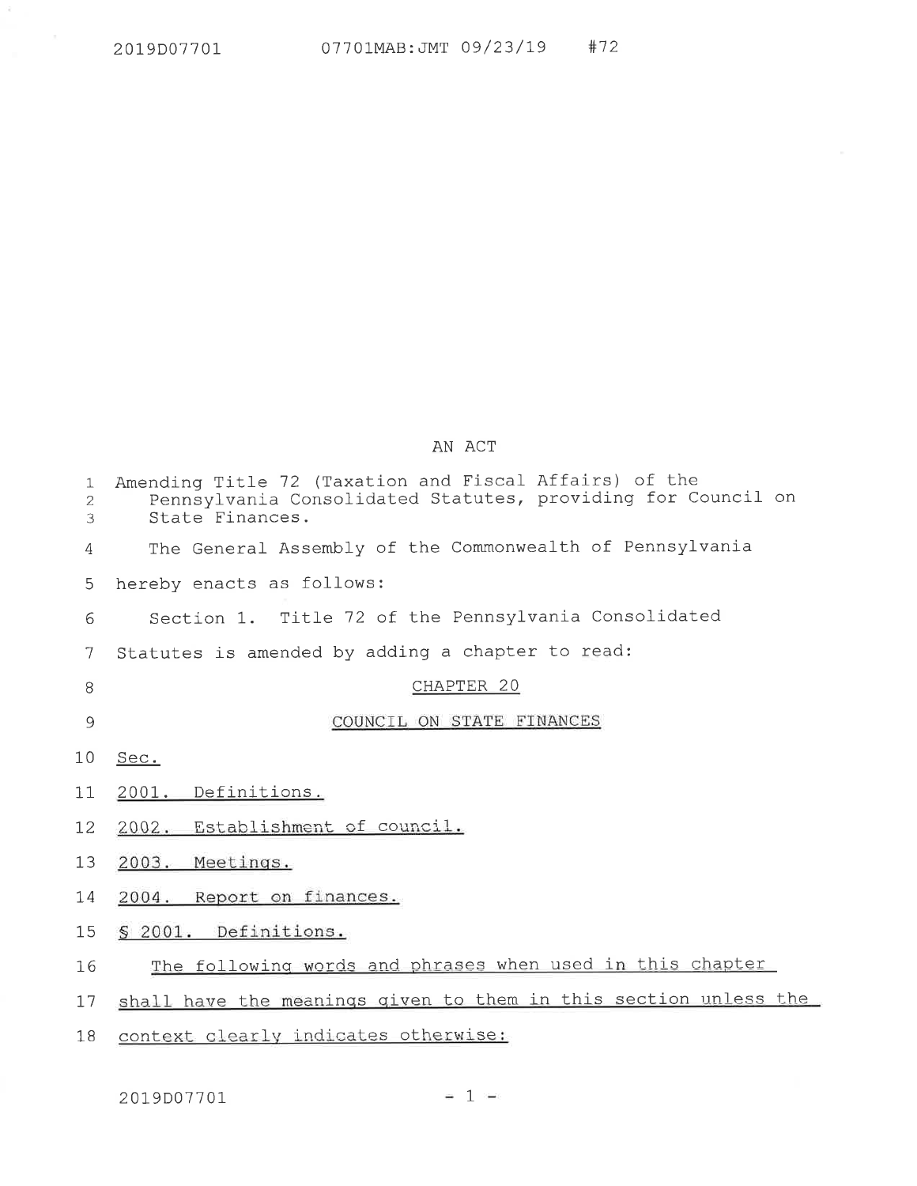2019D07701 07701MAB:JMT 09/23/19 #72

AN ACT

Amending Title 72 (Taxation and Fiscal Affairs) of the Pennsylvania Consolidated Statutes, providing for Council on State Finances.

The General Assembly of the Commonwealth of Pennsylvania hereby enacts as follows:

Section 1. Title 72 of the Pennsylvania Consolidated Statutes is amended by adding a chapter to read:

CHAPTER 20

COUNCIL ON STATE FINANCES

Sec.

2001. Definitions.

2002. Establishment of council.

2003. Meetings.

2004. Report on finances.

§ 2001. Definitions.

The following words and phrases when used in this chapter shall have the meanings given to them in this section unless the context clearly indicates otherwise: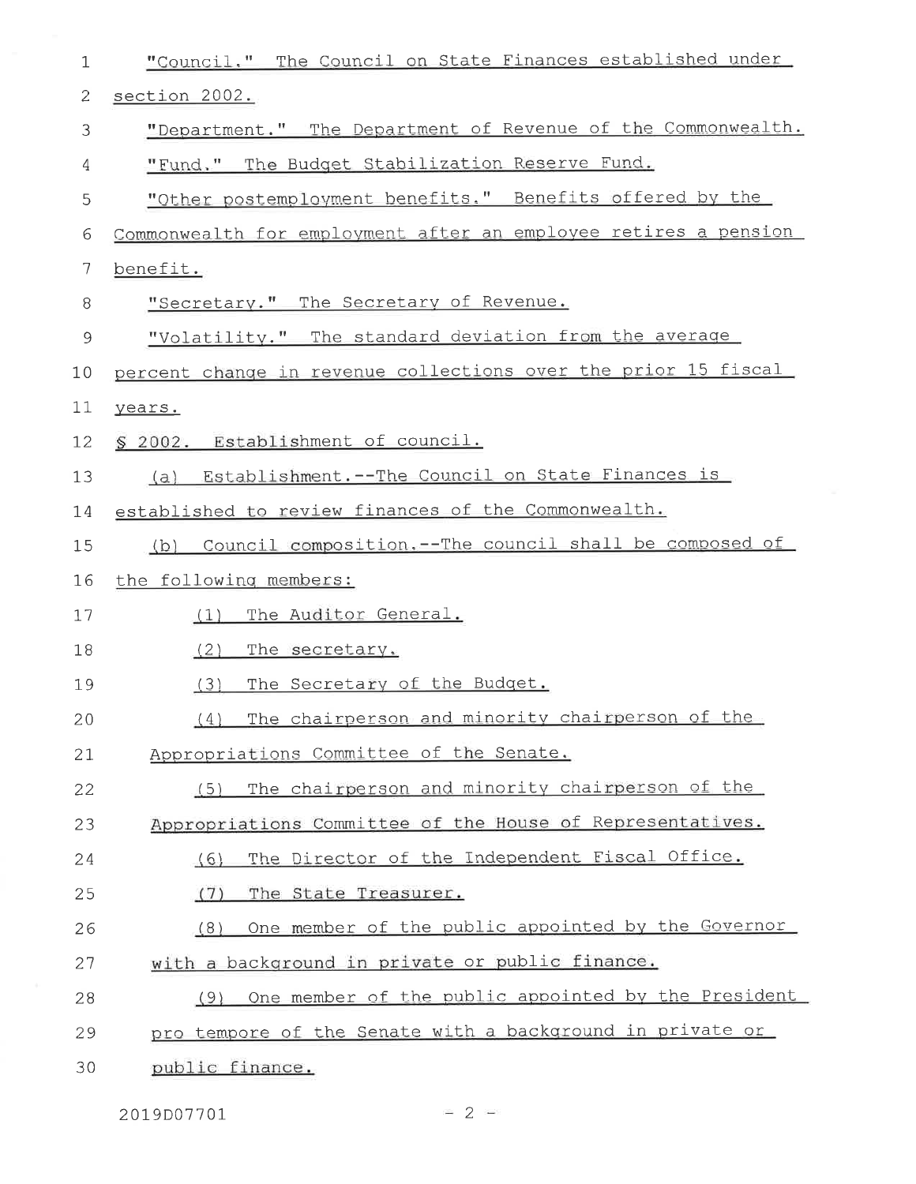"Council." The Council on State Finances established under section 2002.

"Department." The Department of Revenue of the Commonwealth.

"Fund." The Budget Stabilization Reserve Fund.

"Other postemployment benefits." Benefits offered by the Commonwealth for employment after an employee retires a pension benefit.

"Secretary." The Secretary of Revenue.

"Volatility." The standard deviation from the average percent change in revenue collections over the prior 15 fiscal years.

§ 2002. Establishment of council.

(a) Establishment.--The Council on State Finances is established to review finances of the Commonwealth.

(b) Council composition.--The council shall be composed of the following members:

(1) The Auditor General.

(2) The secretary.

(3) The Secretary of the Budget.

(4) The chairperson and minority chairperson of the Appropriations Committee of the Senate.

(5) The chairperson and minority chairperson of the Appropriations Committee of the House of Representatives.

(6) The Director of the Independent Fiscal Office.

(7) The State Treasurer.

(8) One member of the public appointed by the Governor with a background in private or public finance.

(9) One member of the public appointed by the President pro tempore of the Senate with a background in private or public finance.

2019D07701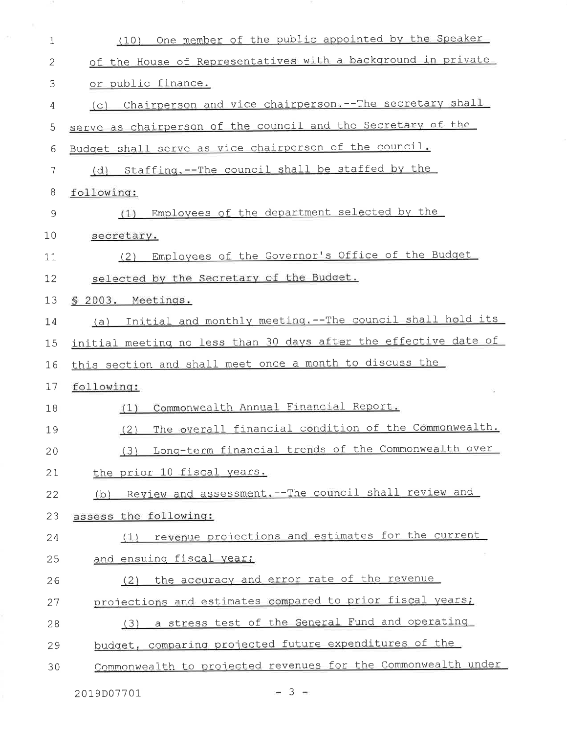(10) One member of the public appointed by the Speaker of the House of Representatives with a background in private or public finance.

(c) Chairperson and vice chairperson.--The secretary shall serve as chairperson of the council and the Secretary of the Budget shall serve as vice chairperson of the council.

(d) Staffing.--The council shall be staffed by the following:

(1) Employees of the department selected by the secretary.

(2) Employees of the Governor's Office of the Budget selected by the Secretary of the Budget.

§ 2003. Meetings.

(a) Initial and monthly meeting.--The council shall hold its initial meeting no less than 30 days after the effective date of this section and shall meet once a month to discuss the following:

(1) Commonwealth Annual Financial Report.

(2) The overall financial condition of the Commonwealth.

(3) Long-term financial trends of the Commonwealth over the prior 10 fiscal years.

(b) Review and assessment.--The council shall review and assess the following:

(1) revenue projections and estimates for the current and ensuing fiscal year;

(2) the accuracy and error rate of the revenue projections and estimates compared to prior fiscal years;

(3) a stress test of the General Fund and operating budget, comparing projected future expenditures of the Commonwealth to projected revenues for the Commonwealth under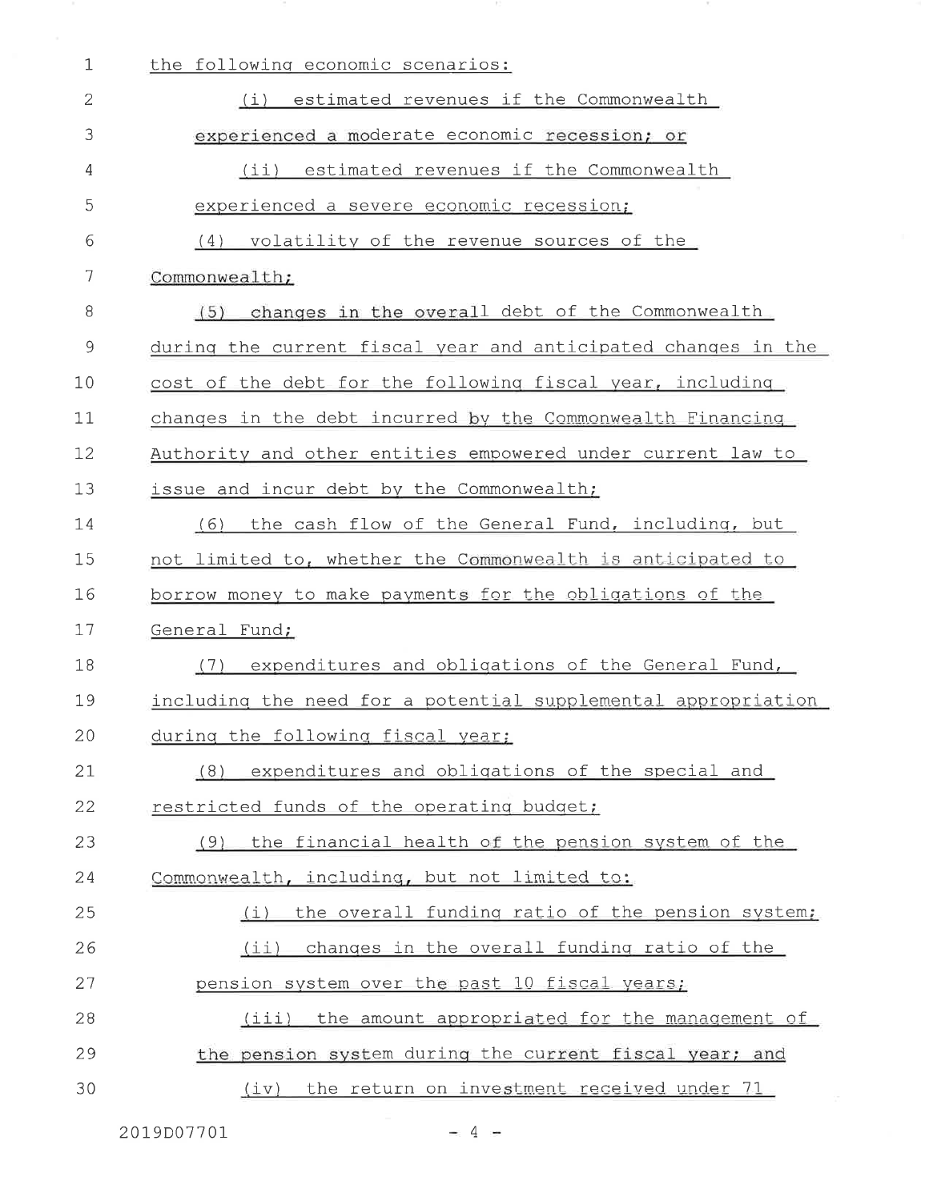the following economic scenarios:

(i) estimated revenues if the Commonwealth experienced a moderate economic recession; or

(ii) estimated revenues if the Commonwealth experienced a severe economic recession;

(4) volatility of the revenue sources of the Commonwealth;

(5) changes in the overall debt of the Commonwealth during the current fiscal year and anticipated changes in the cost of the debt for the following fiscal year, including changes in the debt incurred by the Commonwealth Financing Authority and other entities empowered under current law to issue and incur debt by the Commonwealth;

(6) the cash flow of the General Fund, including, but not limited to, whether the Commonwealth is anticipated to borrow money to make payments for the obligations of the General Fund;

(7) expenditures and obligations of the General Fund, including the need for a potential supplemental appropriation during the following fiscal year;

(8) expenditures and obligations of the special and restricted funds of the operating budget;

(9) the financial health of the pension system of the Commonwealth, including, but not limited to:

(i) the overall funding ratio of the pension system;

(ii) changes in the overall funding ratio of the pension system over the past 10 fiscal years;

(iii) the amount appropriated for the management of the pension system during the current fiscal year; and

(iv) the return on investment received under 71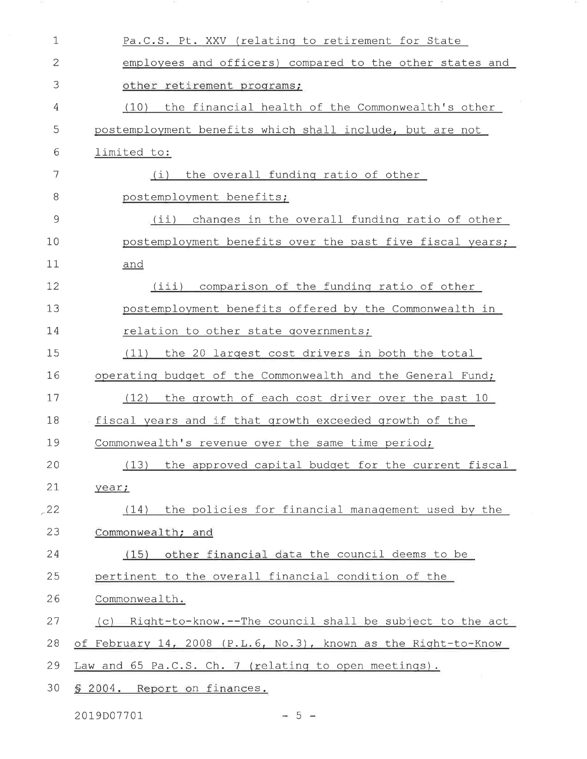Pa.C.S. Pt. XXV (relating to retirement for State employees and officers) compared to the other states and other retirement programs;

(10) the financial health of the Commonwealth's other postemployment benefits which shall include, but are not limited to:

(i) the overall funding ratio of other postemployment benefits;

(ii) changes in the overall funding ratio of other postemployment benefits over the past five fiscal years; and

(iii) comparison of the funding ratio of other postemployment benefits offered by the Commonwealth in relation to other state governments;

(11) the 20 largest cost drivers in both the total operating budget of the Commonwealth and the General Fund;

(12) the growth of each cost driver over the past 10 fiscal years and if that growth exceeded growth of the Commonwealth's revenue over the same time period;

(13) the approved capital budget for the current fiscal year;

(14) the policies for financial management used by the Commonwealth; and

(15) other financial data the council deems to be pertinent to the overall financial condition of the Commonwealth.

(c) Right-to-know.--The council shall be subject to the act of February 14, 2008 (P.L.6, No.3), known as the Right-to-Know Law and 65 Pa.C.S. Ch. 7 (relating to open meetings).

§ 2004. Report on finances.

2019D07701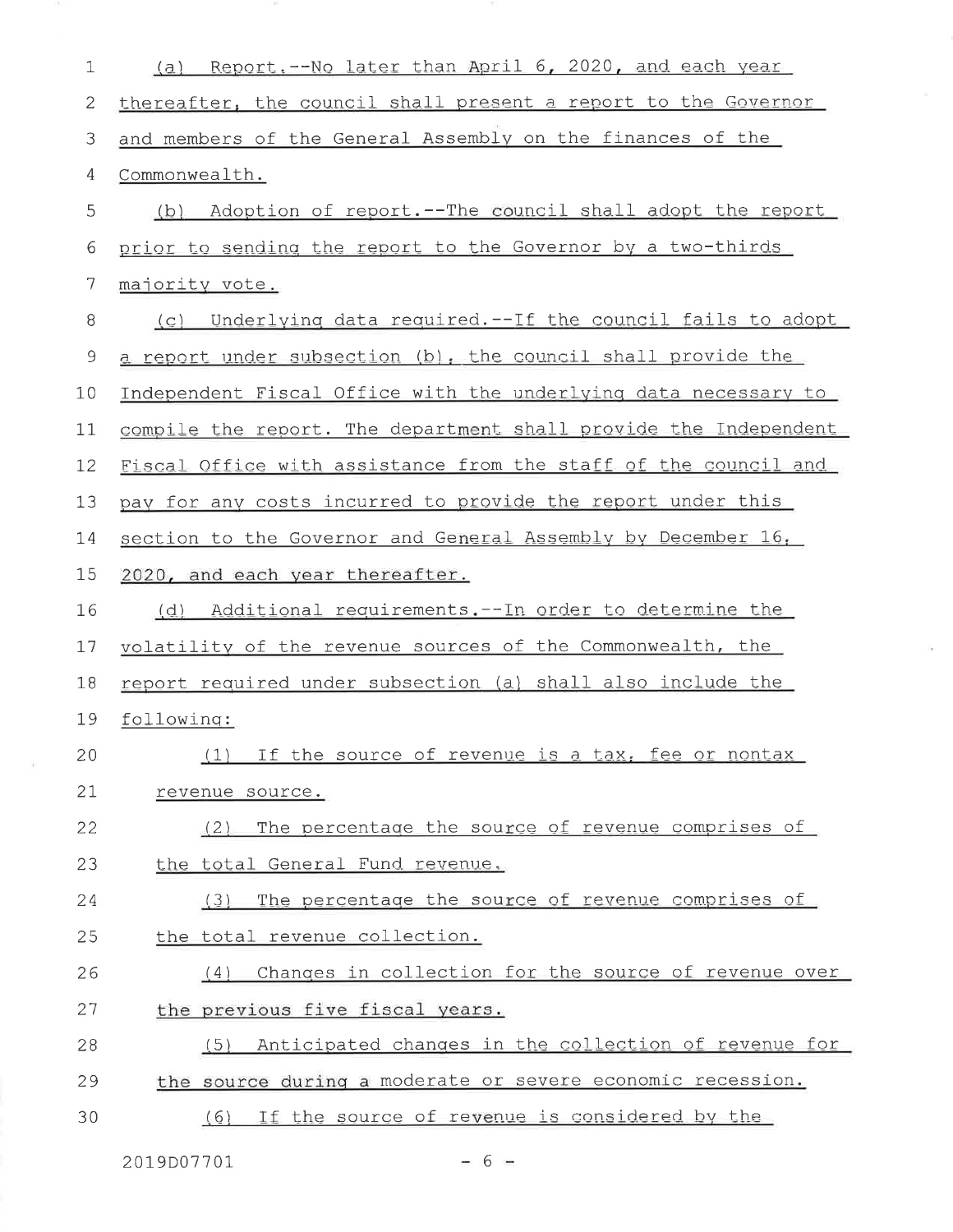(a) Report.--No later than April 6, 2020, and each year thereafter, the council shall present a report to the Governor and members of the General Assembly on the finances of the Commonwealth.

(b) Adoption of report.--The council shall adopt the report prior to sending the report to the Governor by a two-thirds majority vote.

(c) Underlying data required.--If the council fails to adopt a report under subsection (b), the council shall provide the Independent Fiscal Office with the underlying data necessary to compile the report. The department shall provide the Independent Fiscal Office with assistance from the staff of the council and pay for any costs incurred to provide the report under this section to the Governor and General Assembly by December 16, 2020, and each year thereafter.

(d) Additional requirements.--In order to determine the volatility of the revenue sources of the Commonwealth, the report required under subsection (a) shall also include the following:

(1) If the source of revenue is a tax, fee or nontax revenue source.

(2) The percentage the source of revenue comprises of the total General Fund revenue.

(3) The percentage the source of revenue comprises of the total revenue collection.

(4) Changes in collection for the source of revenue over the previous five fiscal years.

(5) Anticipated changes in the collection of revenue for the source during a moderate or severe economic recession.

(6) If the source of revenue is considered by the

2019D07701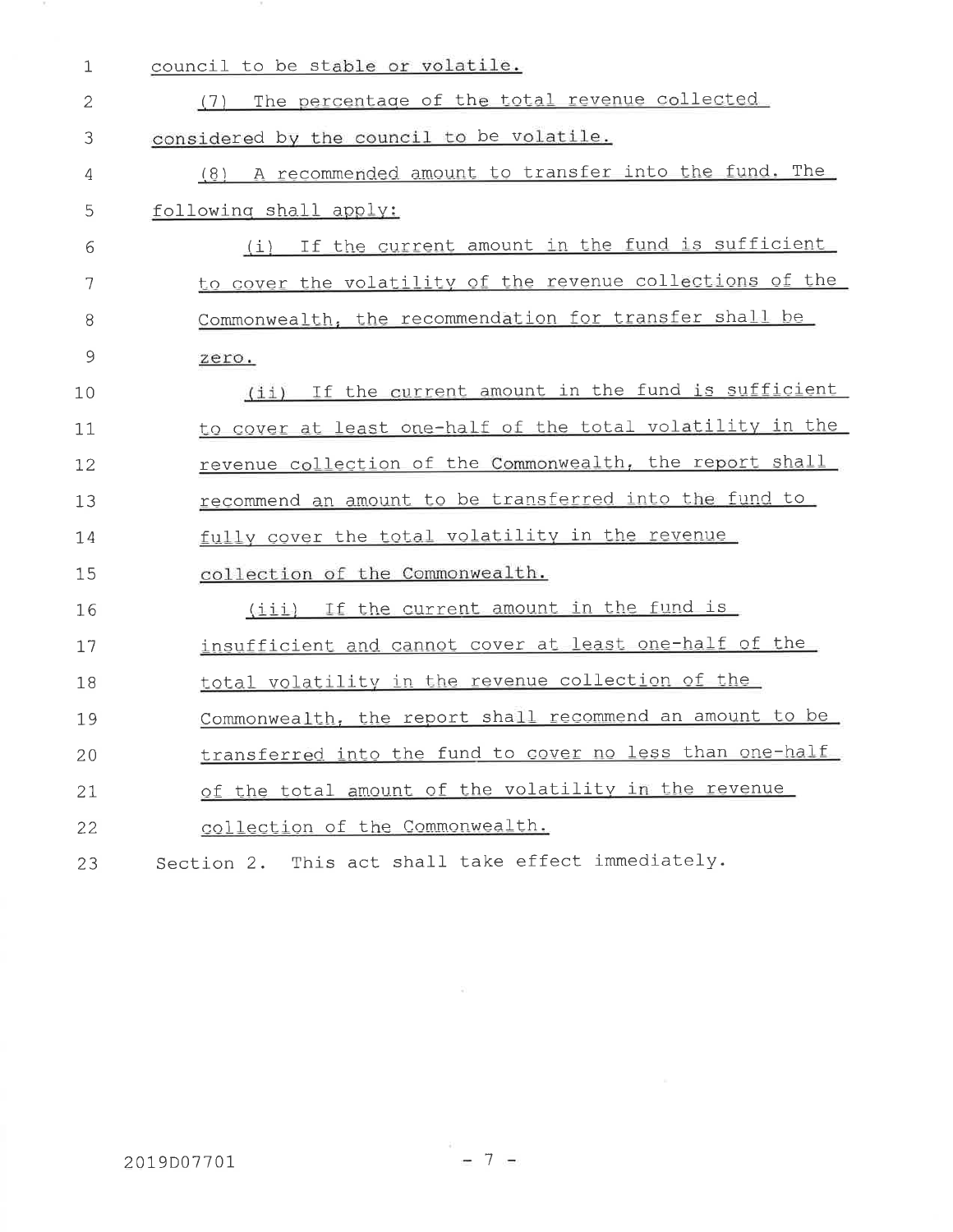council to be stable or volatile.

(7) The percentage of the total revenue collected considered by the council to be volatile.

(8) A recommended amount to transfer into the fund. The following shall apply:

(i) If the current amount in the fund is sufficient to cover the volatility of the revenue collections of the Commonwealth, the recommendation for transfer shall be zero.

(ii) If the current amount in the fund is sufficient to cover at least one-half of the total volatility in the revenue collection of the Commonwealth, the report shall recommend an amount to be transferred into the fund to fully cover the total volatility in the revenue collection of the Commonwealth.

(iii) If the current amount in the fund is insufficient and cannot cover at least one-half of the total volatility in the revenue collection of the Commonwealth, the report shall recommend an amount to be transferred into the fund to cover no less than one-half of the total amount of the volatility in the revenue collection of the Commonwealth.

Section 2. This act shall take effect immediately.

2019D07701